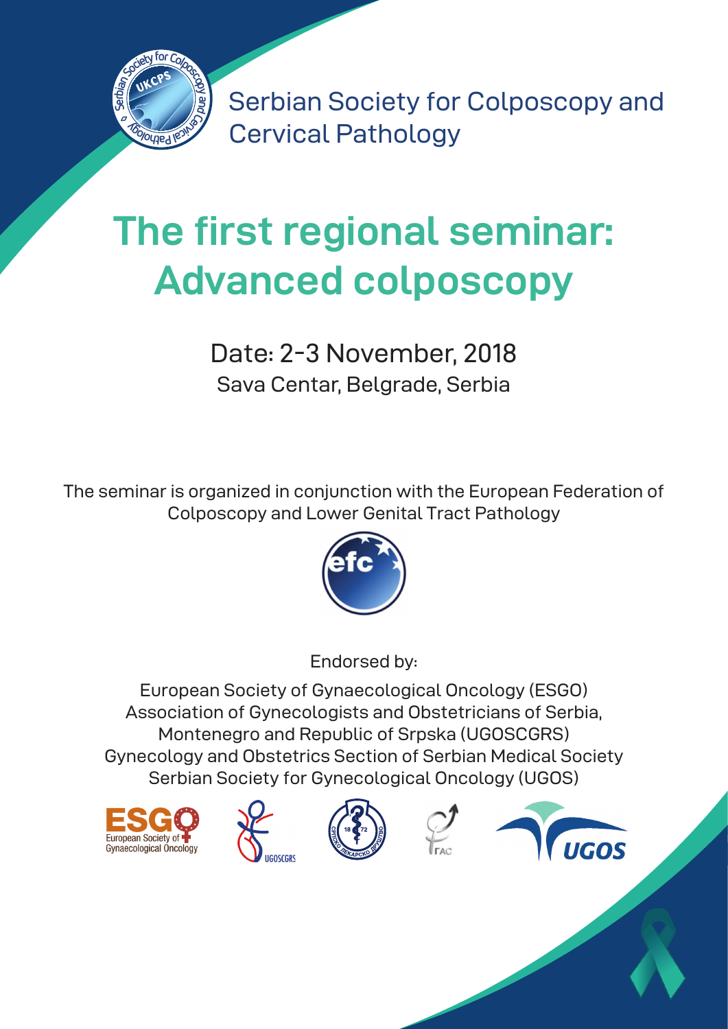Serbian Society for Colposcopy and Cervical Pathology

# The first regional seminar: Advanced colposcopy

## Date: 2-3 November, 2018

Sava Centar, Belgrade, Serbia

The seminar is organized in conjunction with the European Federation of Colposcopy and Lower Genital Tract Pathology

Endorsed by:

European Society of Gynaecological Oncology (ESGO)
Association of Gynecologists and Obstetricians of Serbia, Montenegro and Republic of Srpska (UGOSCGRS)
Gynecology and Obstetrics Section of Serbian Medical Society
Serbian Society for Gynecological Oncology (UGOS)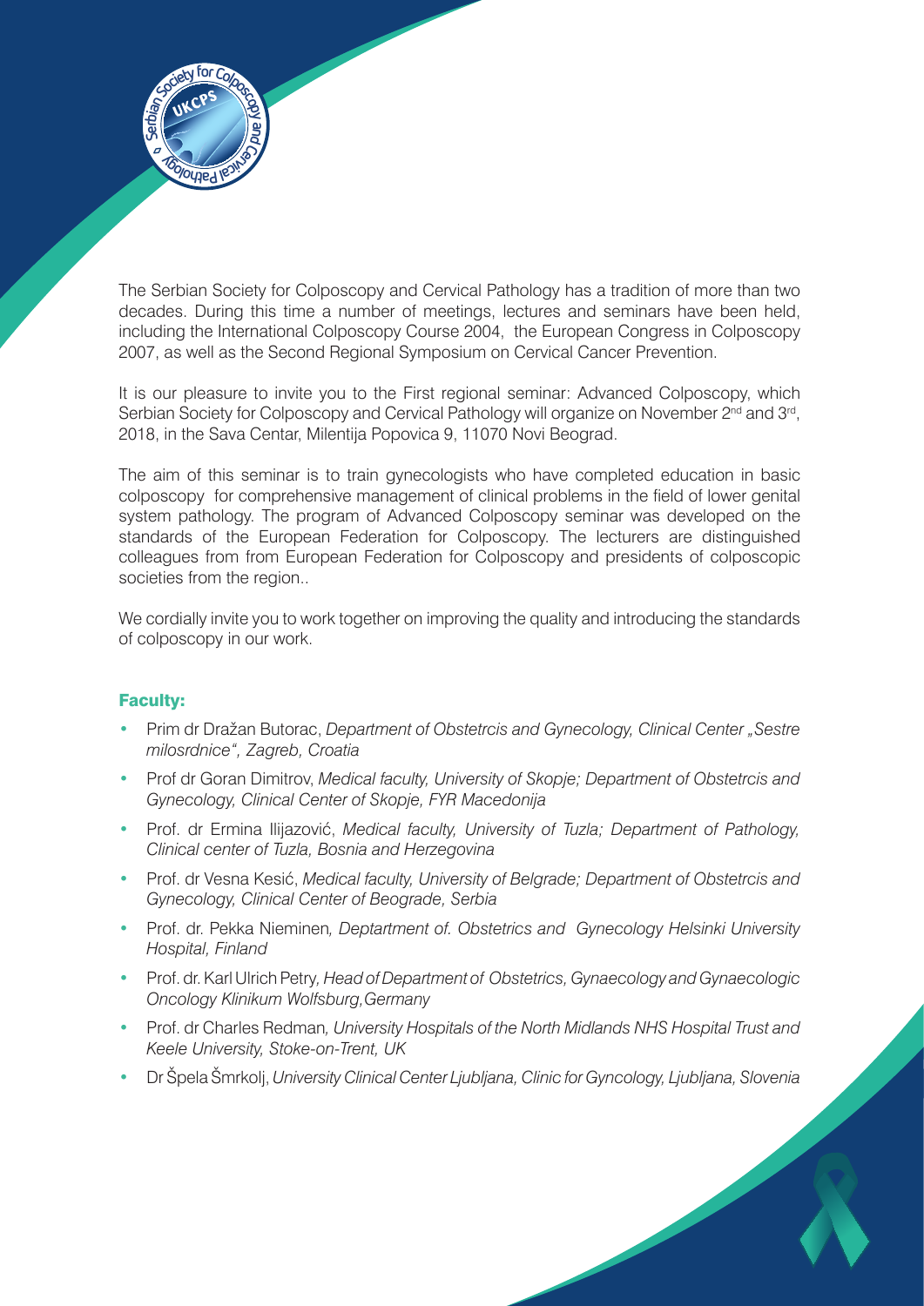The Serbian Society for Colposcopy and Cervical Pathology has a tradition of more than two decades. During this time a number of meetings, lectures and seminars have been held, including the International Colposcopy Course 2004, the European Congress in Colposcopy 2007, as well as the Second Regional Symposium on Cervical Cancer Prevention.

It is our pleasure to invite you to the First regional seminar: Advanced Colposcopy, which Serbian Society for Colposcopy and Cervical Pathology will organize on November 2nd and 3rd, 2018, in the Sava Centar, Milentija Popovica 9, 11070 Novi Beograd.

The aim of this seminar is to train gynecologists who have completed education in basic colposcopy for comprehensive management of clinical problems in the field of lower genital system pathology. The program of Advanced Colposcopy seminar was developed on the standards of the European Federation for Colposcopy. The lecturers are distinguished colleagues from from European Federation for Colposcopy and presidents of colposcopic societies from the region..

We cordially invite you to work together on improving the quality and introducing the standards of colposcopy in our work.

## Faculty:

- Prim dr Dražan Butorac, *Department of Obstetrcis and Gynecology, Clinical Center „Sestre milosrdnice", Zagreb, Croatia*
- Prof dr Goran Dimitrov, *Medical faculty, University of Skopje; Department of Obstetrcis and Gynecology, Clinical Center of Skopje, FYR Macedonija*
- Prof. dr Ermina Ilijazović, *Medical faculty, University of Tuzla; Department of Pathology, Clinical center of Tuzla, Bosnia and Herzegovina*
- Prof. dr Vesna Kesić, *Medical faculty, University of Belgrade; Department of Obstetrcis and Gynecology, Clinical Center of Beograde, Serbia*
- Prof. dr. Pekka Nieminen*, Deptartment of. Obstetrics and Gynecology Helsinki University Hospital, Finland*
- Prof. dr. Karl Ulrich Petry*, Head of Department of Obstetrics, Gynaecology and Gynaecologic Oncology Klinikum Wolfsburg,Germany*
- Prof. dr Charles Redman*, University Hospitals of the North Midlands NHS Hospital Trust and Keele University, Stoke-on-Trent, UK*
- Dr Špela Šmrkolj, *University Clinical Center Ljubljana, Clinic for Gyncology, Ljubljana, Slovenia*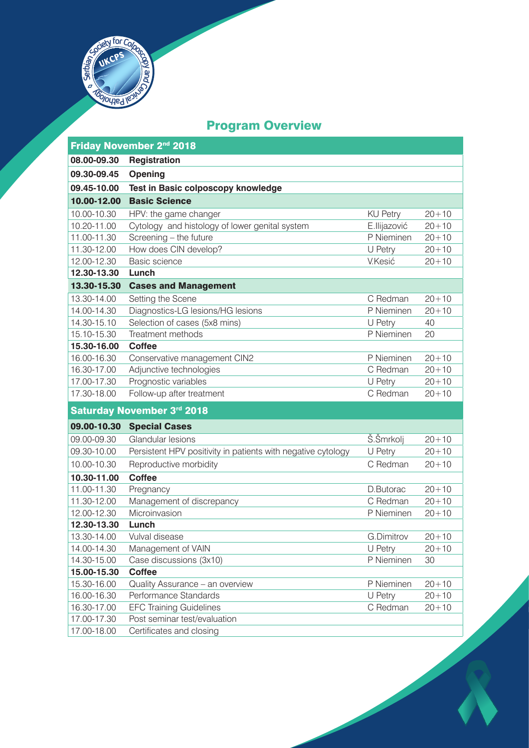## Program Overview

| Friday November 2nd 2018 | | | |
|---|---|---|---|
| **08.00-09.30** | **Registration** | | |
| **09.30-09.45** | **Opening** | | |
| **09.45-10.00** | **Test in Basic colposcopy knowledge** | | |
| **10.00-12.00** | **Basic Science** | | |
| 10.00-10.30 | HPV: the game changer | KU Petry | 20+10 |
| 10.20-11.00 | Cytology and histology of lower genital system | E.Ilijazović | 20+10 |
| 11.00-11.30 | Screening – the future | P Nieminen | 20+10 |
| 11.30-12.00 | How does CIN develop? | U Petry | 20+10 |
| 12.00-12.30 | Basic scienсe | V.Kesić | 20+10 |
| **12.30-13.30** | **Lunch** | | |
| **13.30-15.30** | **Cases and Management** | | |
| 13.30-14.00 | Setting the Scene | C Redman | 20+10 |
| 14.00-14.30 | Diagnostics-LG lesions/HG lesions | P Nieminen | 20+10 |
| 14.30-15.10 | Selection of cases (5x8 mins) | U Petry | 40 |
| 15.10-15.30 | Treatment methods | P Nieminen | 20 |
| **15.30-16.00** | **Coffee** | | |
| 16.00-16.30 | Conservative management CIN2 | P Nieminen | 20+10 |
| 16.30-17.00 | Adjunctive technologies | C Redman | 20+10 |
| 17.00-17.30 | Prognostic variables | U Petry | 20+10 |
| 17.30-18.00 | Follow-up after treatment | C Redman | 20+10 |

| Saturday November 3rd 2018 | | | |
|---|---|---|---|
| **09.00-10.30** | **Special Cases** | | |
| 09.00-09.30 | Glandular lesions | Š.Šmrkolj | 20+10 |
| 09.30-10.00 | Persistent HPV positivity in patients with negative cytology | U Petry | 20+10 |
| 10.00-10.30 | Reproductive morbidity | C Redman | 20+10 |
| **10.30-11.00** | **Coffee** | | |
| 11.00-11.30 | Pregnancy | D.Butorac | 20+10 |
| 11.30-12.00 | Management of discrepancy | C Redman | 20+10 |
| 12.00-12.30 | Microinvasion | P Nieminen | 20+10 |
| **12.30-13.30** | **Lunch** | | |
| 13.30-14.00 | Vulval disease | G.Dimitrov | 20+10 |
| 14.00-14.30 | Management of VAIN | U Petry | 20+10 |
| 14.30-15.00 | Case discussions (3x10) | P Nieminen | 30 |
| **15.00-15.30** | **Coffee** | | |
| 15.30-16.00 | Quality Assurance – an overview | P Nieminen | 20+10 |
| 16.00-16.30 | Performance Standards | U Petry | 20+10 |
| 16.30-17.00 | EFC Training Guidelines | C Redman | 20+10 |
| 17.00-17.30 | Post seminar test/evaluation | | |
| 17.00-18.00 | Certificates and closing | | |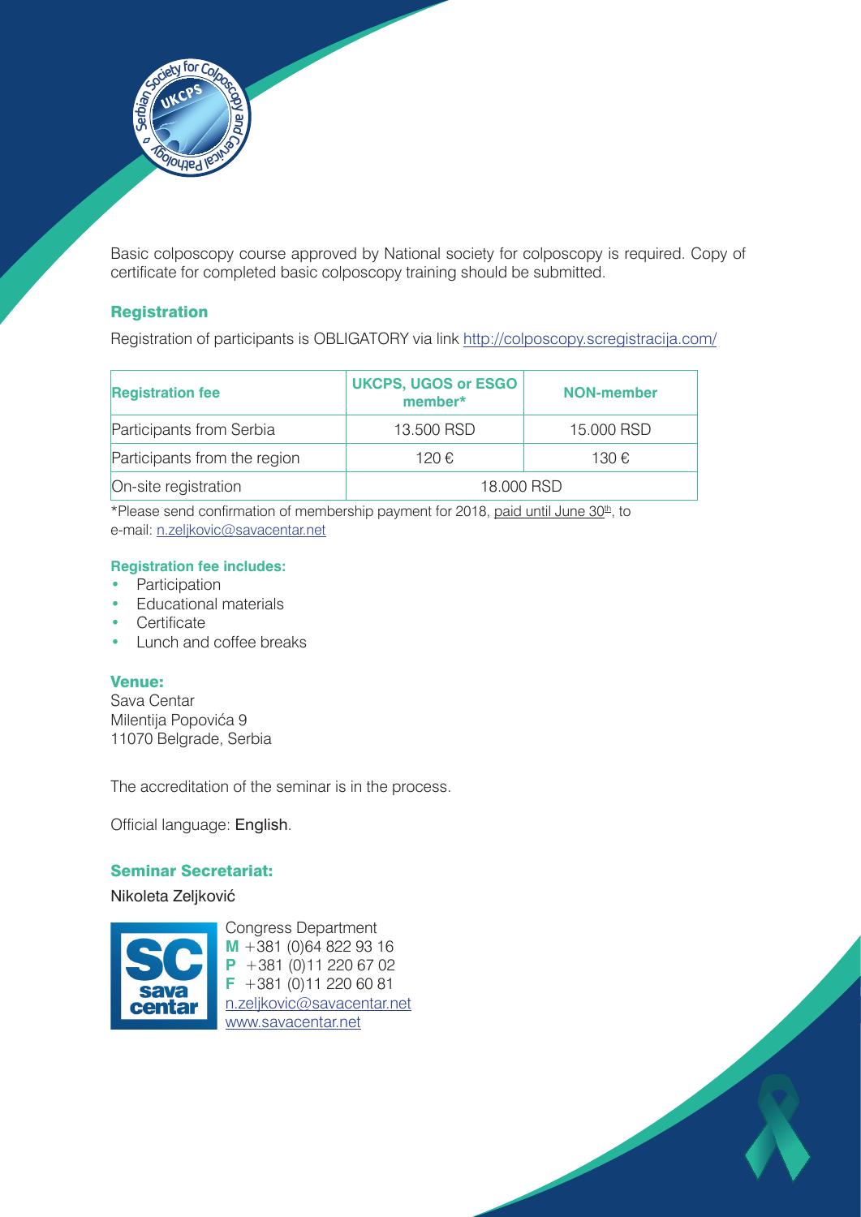Basic colposcopy course approved by National society for colposcopy is required. Copy of certificate for completed basic colposcopy training should be submitted.

## Registration

Registration of participants is OBLIGATORY via link http://colposcopy.scregistracija.com/

| Registration fee | UKCPS, UGOS or ESGO member* | NON-member |
|---|---|---|
| Participants from Serbia | 13.500 RSD | 15.000 RSD |
| Participants from the region | 120 € | 130 € |
| On-site registration | 18.000 RSD | |

*Please send confirmation of membership payment for 2018, paid until June 30th, to e-mail: n.zeljkovic@savacentar.net

**Registration fee includes:**

- Participation
- Educational materials
- Certificate
- Lunch and coffee breaks

## Venue:

Sava Centar
Milentija Popovića 9
11070 Belgrade, Serbia

The accreditation of the seminar is in the process.

Official language: English.

## Seminar Secretariat:

Nikoleta Zeljković

Congress Department
**M** +381 (0)64 822 93 16
**P** +381 (0)11 220 67 02
**F** +381 (0)11 220 60 81
n.zeljkovic@savacentar.net
www.savacentar.net